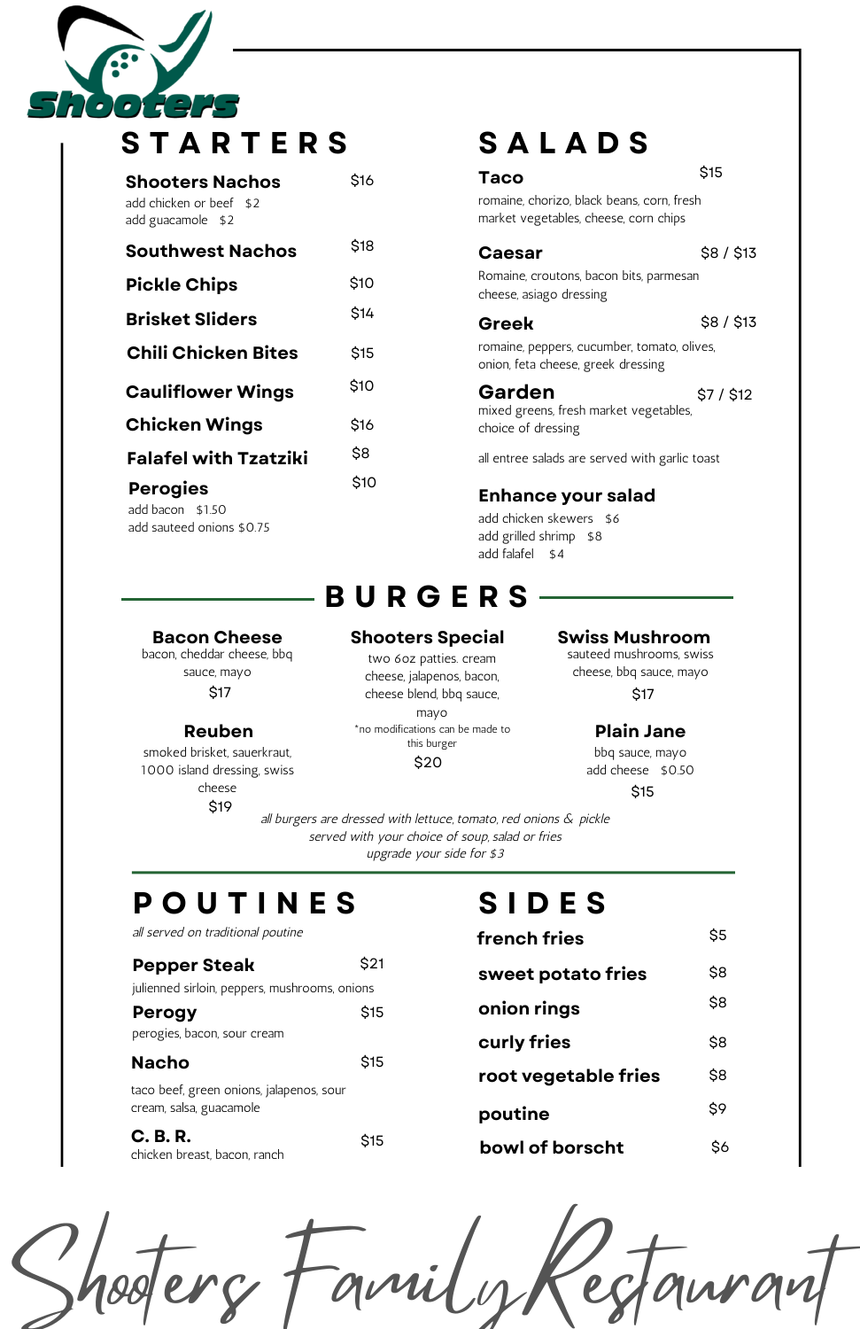# Shooters

## STARTERS

**Shooters Nachos** $16
add chicken or beef $2
add guacamole $2

**Southwest Nachos** $18

**Pickle Chips** $10

**Brisket Sliders** $14

**Chili Chicken Bites** $15

**Cauliflower Wings** $10

**Chicken Wings** $16

**Falafel with Tzatziki** $8

**Perogies** $10
add bacon $1.50
add sauteed onions $0.75

## SALADS

**Taco** $15
romaine, chorizo, black beans, corn, fresh market vegetables, cheese, corn chips

**Caesar** $8 / $13
Romaine, croutons, bacon bits, parmesan cheese, asiago dressing

**Greek** $8 / $13
romaine, peppers, cucumber, tomato, olives, onion, feta cheese, greek dressing

**Garden** $7 / $12
mixed greens, fresh market vegetables, choice of dressing

all entree salads are served with garlic toast

**Enhance your salad**
add chicken skewers $6
add grilled shrimp $8
add falafel $4

## BURGERS

**Bacon Cheese**
bacon, cheddar cheese, bbq sauce, mayo
$17

**Shooters Special**
two 6oz patties. cream cheese, jalapenos, bacon, cheese blend, bbq sauce, mayo
*no modifications can be made to this burger
$20

**Swiss Mushroom**
sauteed mushrooms, swiss cheese, bbq sauce, mayo
$17

**Reuben**
smoked brisket, sauerkraut, 1000 island dressing, swiss cheese
$19

**Plain Jane**
bbq sauce, mayo
add cheese $0.50
$15

*all burgers are dressed with lettuce, tomato, red onions & pickle*
*served with your choice of soup, salad or fries*
*upgrade your side for $3*

## POUTINES

*all served on traditional poutine*

**Pepper Steak** $21
julienned sirloin, peppers, mushrooms, onions

**Perogy** $15
perogies, bacon, sour cream

**Nacho** $15
taco beef, green onions, jalapenos, sour cream, salsa, guacamole

**C. B. R.** $15
chicken breast, bacon, ranch

## SIDES

| | |
|---|---|
| **french fries** | $5 |
| **sweet potato fries** | $8 |
| **onion rings** | $8 |
| **curly fries** | $8 |
| **root vegetable fries** | $8 |
| **poutine** | $9 |
| **bowl of borscht** | $6 |

*Shooters Family Restaurant*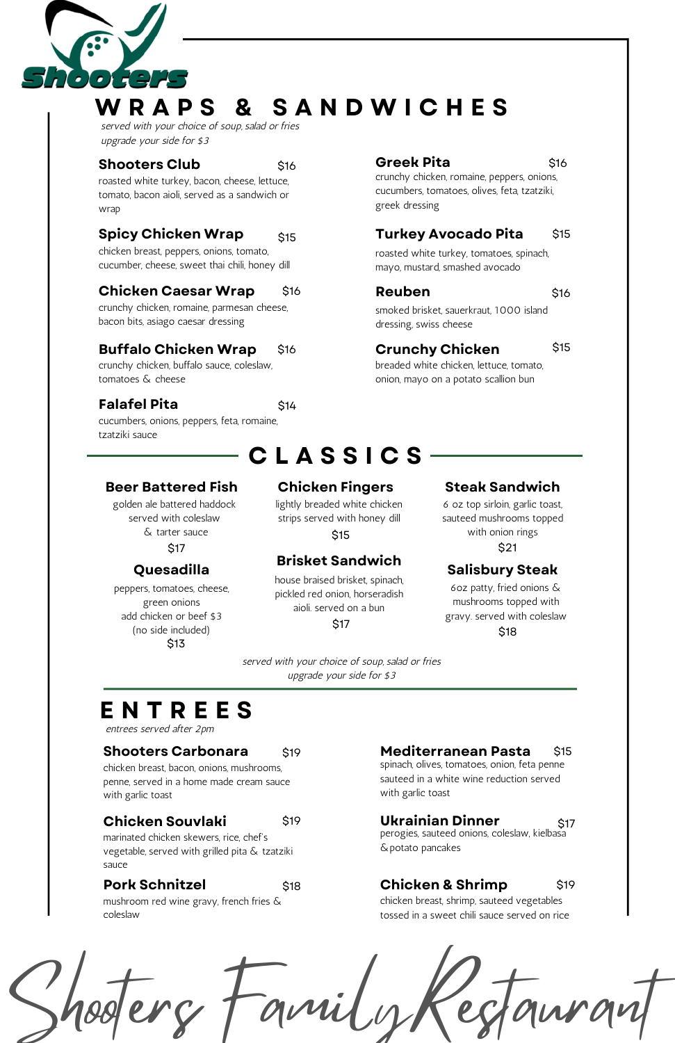Shooters

# WRAPS & SANDWICHES

*served with your choice of soup, salad or fries*
*upgrade your side for $3*

**Shooters Club** $16
roasted white turkey, bacon, cheese, lettuce, tomato, bacon aioli, served as a sandwich or wrap

**Spicy Chicken Wrap** $15
chicken breast, peppers, onions, tomato, cucumber, cheese, sweet thai chili, honey dill

**Chicken Caesar Wrap** $16
crunchy chicken, romaine, parmesan cheese, bacon bits, asiago caesar dressing

**Buffalo Chicken Wrap** $16
crunchy chicken, buffalo sauce, coleslaw, tomatoes & cheese

**Falafel Pita** $14
cucumbers, onions, peppers, feta, romaine, tzatziki sauce

**Greek Pita** $16
crunchy chicken, romaine, peppers, onions, cucumbers, tomatoes, olives, feta, tzatziki, greek dressing

**Turkey Avocado Pita** $15
roasted white turkey, tomatoes, spinach, mayo, mustard, smashed avocado

**Reuben** $16
smoked brisket, sauerkraut, 1000 island dressing, swiss cheese

**Crunchy Chicken** $15
breaded white chicken, lettuce, tomato, onion, mayo on a potato scallion bun

# CLASSICS

**Beer Battered Fish**
golden ale battered haddock served with coleslaw & tarter sauce
$17

**Quesadilla**
peppers, tomatoes, cheese, green onions
add chicken or beef $3
(no side included)
$13

**Chicken Fingers**
lightly breaded white chicken strips served with honey dill
$15

**Brisket Sandwich**
house braised brisket, spinach, pickled red onion, horseradish aioli. served on a bun
$17

**Steak Sandwich**
6 oz top sirloin, garlic toast, sauteed mushrooms topped with onion rings
$21

**Salisbury Steak**
6oz patty, fried onions & mushrooms topped with gravy. served with coleslaw
$18

*served with your choice of soup, salad or fries*
*upgrade your side for $3*

# ENTREES

*entrees served after 2pm*

**Shooters Carbonara** $19
chicken breast, bacon, onions, mushrooms, penne, served in a home made cream sauce with garlic toast

**Chicken Souvlaki** $19
marinated chicken skewers, rice, chef's vegetable, served with grilled pita & tzatziki sauce

**Pork Schnitzel** $18
mushroom red wine gravy, french fries & coleslaw

**Mediterranean Pasta** $15
spinach, olives, tomatoes, onion, feta penne sauteed in a white wine reduction served with garlic toast

**Ukrainian Dinner** $17
perogies, sauteed onions, coleslaw, kielbasa & potato pancakes

**Chicken & Shrimp** $19
chicken breast, shrimp, sauteed vegetables tossed in a sweet chili sauce served on rice

Shooters Family Restaurant